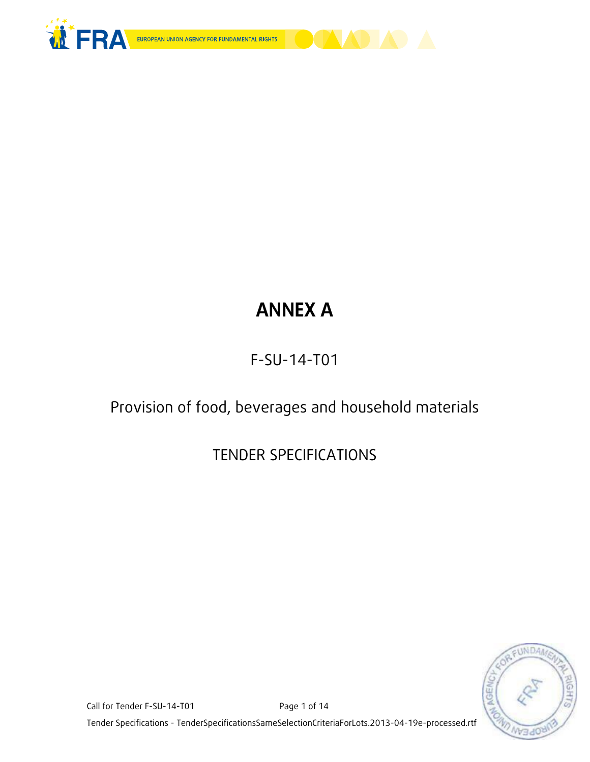# ANNEX A

F-SU-14-T01

Provision of food, beverages and household materials

TENDER SPECIFICATIONS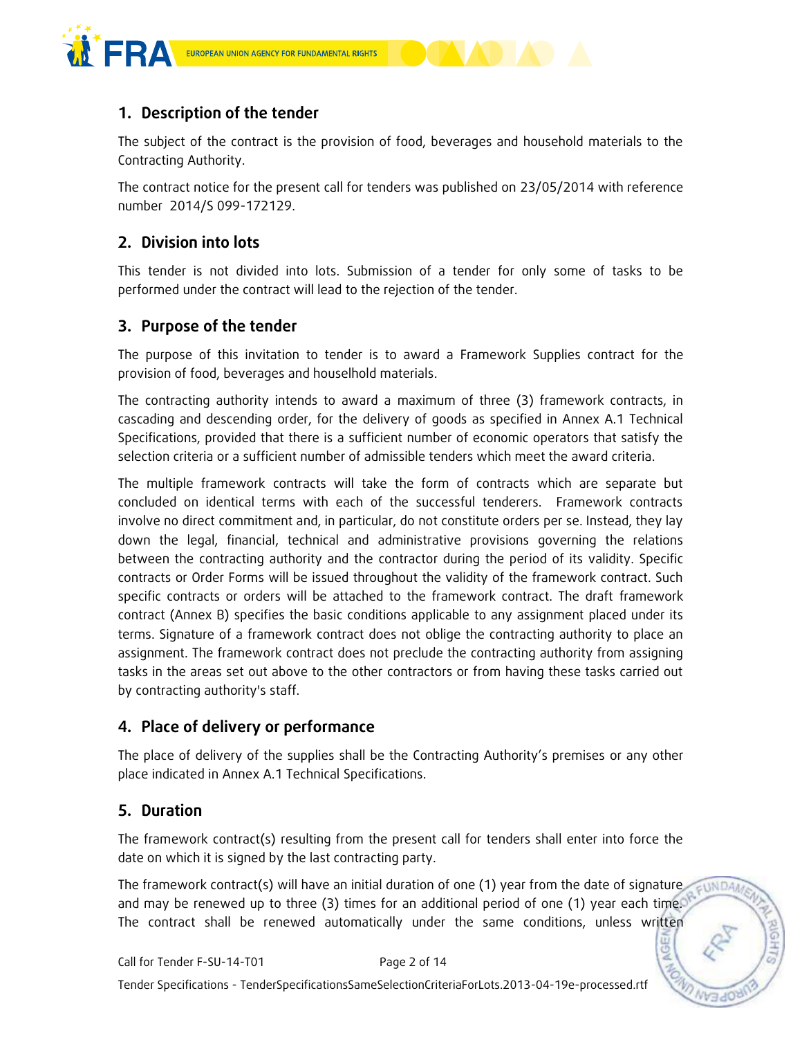## 1. Description of the tender

The subject of the contract is the provision of food, beverages and household materials to the Contracting Authority.

The contract notice for the present call for tenders was published on 23/05/2014 with reference number 2014/S 099-172129.

## 2. Division into lots

This tender is not divided into lots. Submission of a tender for only some of tasks to be performed under the contract will lead to the rejection of the tender.

## 3. Purpose of the tender

The purpose of this invitation to tender is to award a Framework Supplies contract for the provision of food, beverages and houselhold materials.

The contracting authority intends to award a maximum of three (3) framework contracts, in cascading and descending order, for the delivery of goods as specified in Annex A.1 Technical Specifications, provided that there is a sufficient number of economic operators that satisfy the selection criteria or a sufficient number of admissible tenders which meet the award criteria.

The multiple framework contracts will take the form of contracts which are separate but concluded on identical terms with each of the successful tenderers. Framework contracts involve no direct commitment and, in particular, do not constitute orders per se. Instead, they lay down the legal, financial, technical and administrative provisions governing the relations between the contracting authority and the contractor during the period of its validity. Specific contracts or Order Forms will be issued throughout the validity of the framework contract. Such specific contracts or orders will be attached to the framework contract. The draft framework contract (Annex B) specifies the basic conditions applicable to any assignment placed under its terms. Signature of a framework contract does not oblige the contracting authority to place an assignment. The framework contract does not preclude the contracting authority from assigning tasks in the areas set out above to the other contractors or from having these tasks carried out by contracting authority's staff.

## 4. Place of delivery or performance

The place of delivery of the supplies shall be the Contracting Authority's premises or any other place indicated in Annex A.1 Technical Specifications.

## 5. Duration

The framework contract(s) resulting from the present call for tenders shall enter into force the date on which it is signed by the last contracting party.

The framework contract(s) will have an initial duration of one (1) year from the date of signature and may be renewed up to three (3) times for an additional period of one (1) year each time. The contract shall be renewed automatically under the same conditions, unless written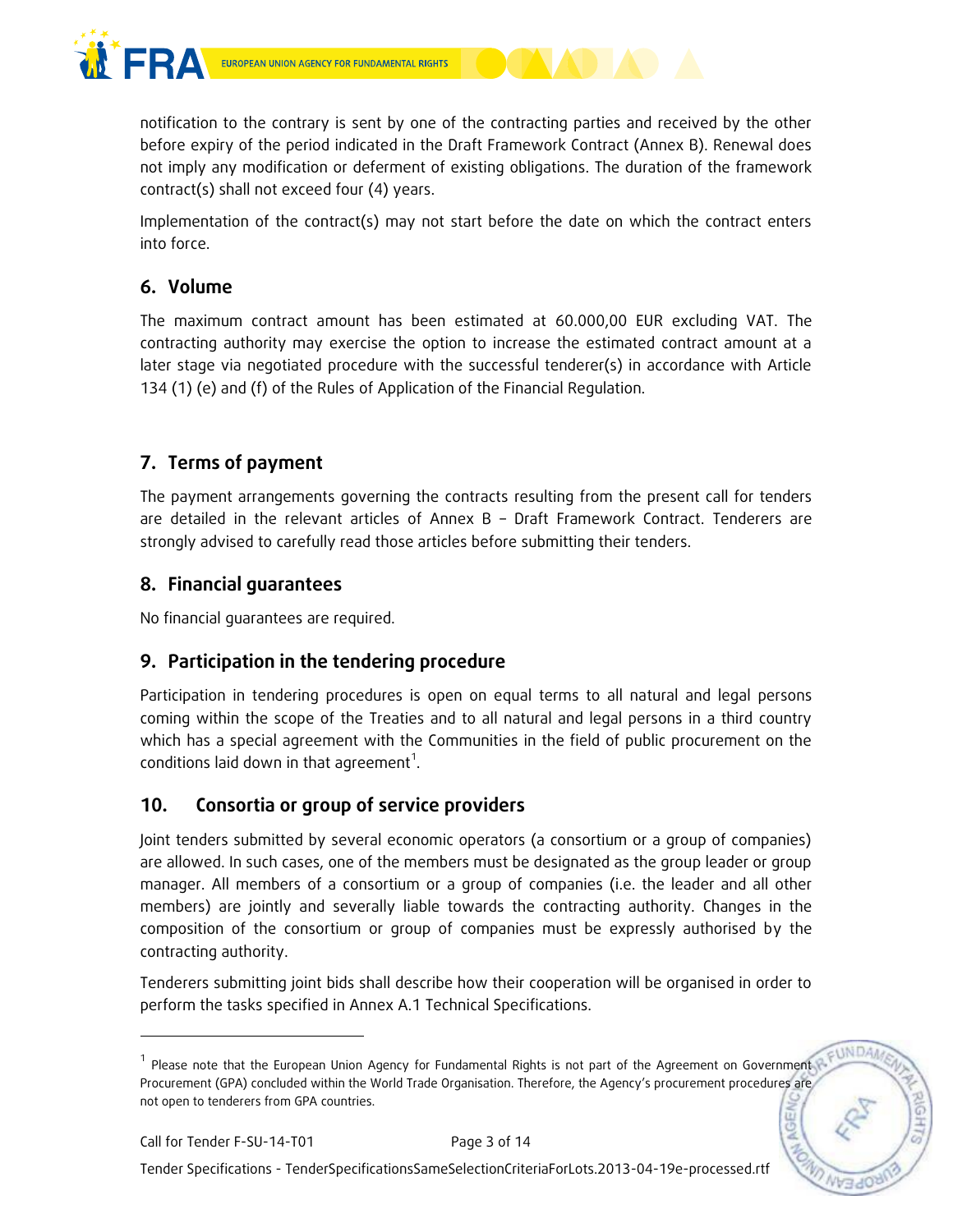notification to the contrary is sent by one of the contracting parties and received by the other before expiry of the period indicated in the Draft Framework Contract (Annex B). Renewal does not imply any modification or deferment of existing obligations. The duration of the framework contract(s) shall not exceed four (4) years.

Implementation of the contract(s) may not start before the date on which the contract enters into force.

## 6. Volume

The maximum contract amount has been estimated at 60.000,00 EUR excluding VAT. The contracting authority may exercise the option to increase the estimated contract amount at a later stage via negotiated procedure with the successful tenderer(s) in accordance with Article 134 (1) (e) and (f) of the Rules of Application of the Financial Regulation.

## 7. Terms of payment

The payment arrangements governing the contracts resulting from the present call for tenders are detailed in the relevant articles of Annex B – Draft Framework Contract. Tenderers are strongly advised to carefully read those articles before submitting their tenders.

## 8. Financial guarantees

No financial guarantees are required.

## 9. Participation in the tendering procedure

Participation in tendering procedures is open on equal terms to all natural and legal persons coming within the scope of the Treaties and to all natural and legal persons in a third country which has a special agreement with the Communities in the field of public procurement on the conditions laid down in that agreement[1].

## 10. Consortia or group of service providers

Joint tenders submitted by several economic operators (a consortium or a group of companies) are allowed. In such cases, one of the members must be designated as the group leader or group manager. All members of a consortium or a group of companies (i.e. the leader and all other members) are jointly and severally liable towards the contracting authority. Changes in the composition of the consortium or group of companies must be expressly authorised by the contracting authority.

Tenderers submitting joint bids shall describe how their cooperation will be organised in order to perform the tasks specified in Annex A.1 Technical Specifications.

---

[1] Please note that the European Union Agency for Fundamental Rights is not part of the Agreement on Government Procurement (GPA) concluded within the World Trade Organisation. Therefore, the Agency's procurement procedures are not open to tenderers from GPA countries.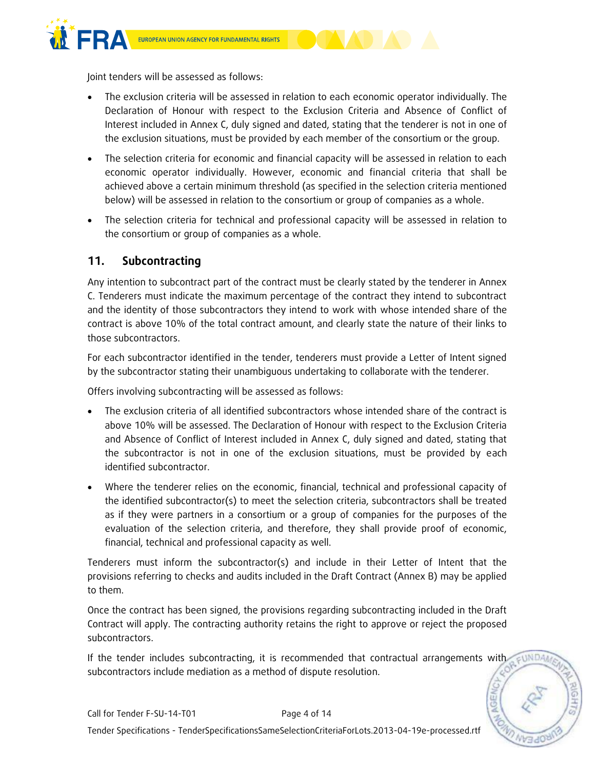Joint tenders will be assessed as follows:

- The exclusion criteria will be assessed in relation to each economic operator individually. The Declaration of Honour with respect to the Exclusion Criteria and Absence of Conflict of Interest included in Annex C, duly signed and dated, stating that the tenderer is not in one of the exclusion situations, must be provided by each member of the consortium or the group.
- The selection criteria for economic and financial capacity will be assessed in relation to each economic operator individually. However, economic and financial criteria that shall be achieved above a certain minimum threshold (as specified in the selection criteria mentioned below) will be assessed in relation to the consortium or group of companies as a whole.
- The selection criteria for technical and professional capacity will be assessed in relation to the consortium or group of companies as a whole.

## 11. Subcontracting

Any intention to subcontract part of the contract must be clearly stated by the tenderer in Annex C. Tenderers must indicate the maximum percentage of the contract they intend to subcontract and the identity of those subcontractors they intend to work with whose intended share of the contract is above 10% of the total contract amount, and clearly state the nature of their links to those subcontractors.

For each subcontractor identified in the tender, tenderers must provide a Letter of Intent signed by the subcontractor stating their unambiguous undertaking to collaborate with the tenderer.

Offers involving subcontracting will be assessed as follows:

- The exclusion criteria of all identified subcontractors whose intended share of the contract is above 10% will be assessed. The Declaration of Honour with respect to the Exclusion Criteria and Absence of Conflict of Interest included in Annex C, duly signed and dated, stating that the subcontractor is not in one of the exclusion situations, must be provided by each identified subcontractor.
- Where the tenderer relies on the economic, financial, technical and professional capacity of the identified subcontractor(s) to meet the selection criteria, subcontractors shall be treated as if they were partners in a consortium or a group of companies for the purposes of the evaluation of the selection criteria, and therefore, they shall provide proof of economic, financial, technical and professional capacity as well.

Tenderers must inform the subcontractor(s) and include in their Letter of Intent that the provisions referring to checks and audits included in the Draft Contract (Annex B) may be applied to them.

Once the contract has been signed, the provisions regarding subcontracting included in the Draft Contract will apply. The contracting authority retains the right to approve or reject the proposed subcontractors.

If the tender includes subcontracting, it is recommended that contractual arrangements with subcontractors include mediation as a method of dispute resolution.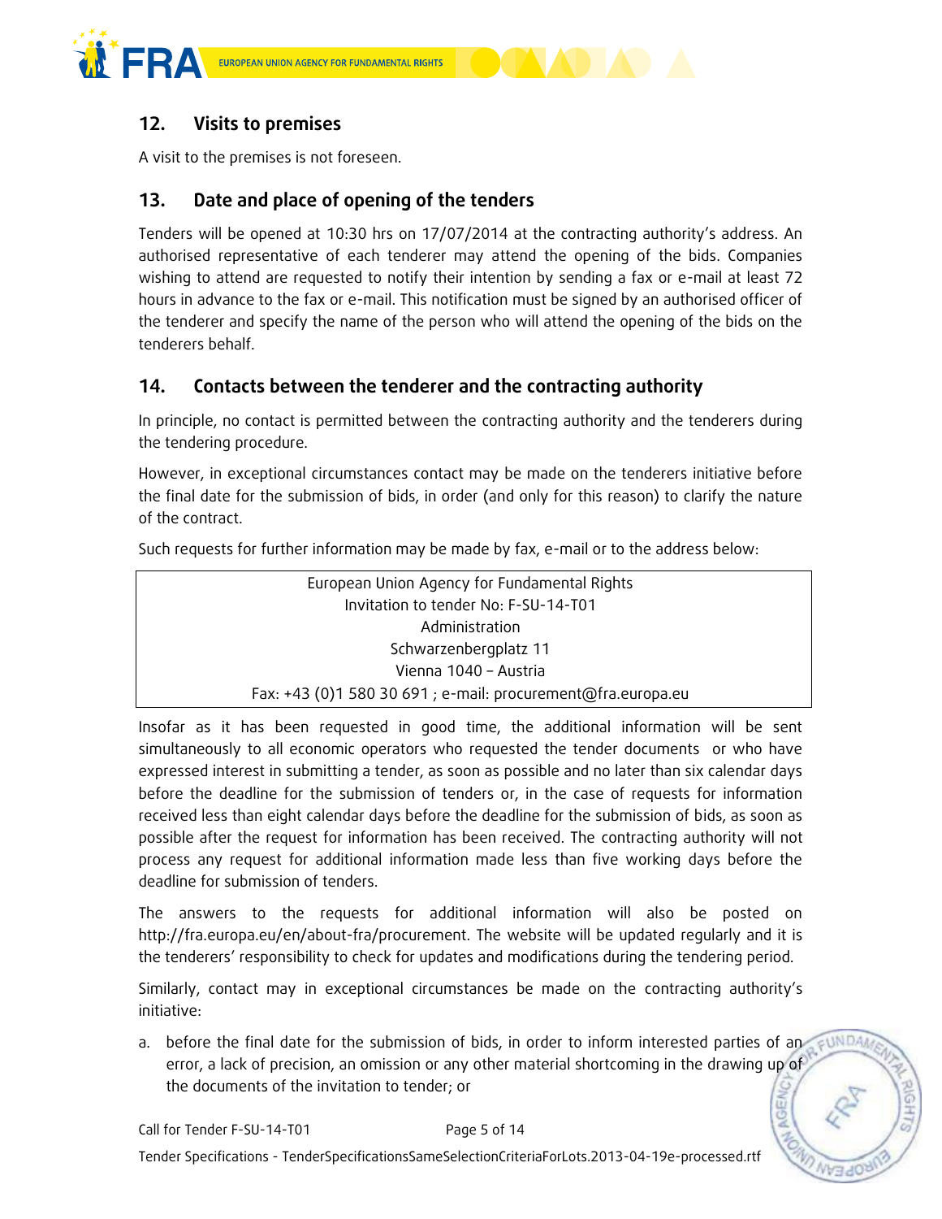## 12. Visits to premises

A visit to the premises is not foreseen.

## 13. Date and place of opening of the tenders

Tenders will be opened at 10:30 hrs on 17/07/2014 at the contracting authority's address. An authorised representative of each tenderer may attend the opening of the bids. Companies wishing to attend are requested to notify their intention by sending a fax or e-mail at least 72 hours in advance to the fax or e-mail. This notification must be signed by an authorised officer of the tenderer and specify the name of the person who will attend the opening of the bids on the tenderers behalf.

## 14. Contacts between the tenderer and the contracting authority

In principle, no contact is permitted between the contracting authority and the tenderers during the tendering procedure.

However, in exceptional circumstances contact may be made on the tenderers initiative before the final date for the submission of bids, in order (and only for this reason) to clarify the nature of the contract.

Such requests for further information may be made by fax, e-mail or to the address below:

| European Union Agency for Fundamental Rights<br>Invitation to tender No: F-SU-14-T01<br>Administration<br>Schwarzenbergplatz 11<br>Vienna 1040 – Austria<br>Fax: +43 (0)1 580 30 691 ; e-mail: procurement@fra.europa.eu |
|---|

Insofar as it has been requested in good time, the additional information will be sent simultaneously to all economic operators who requested the tender documents or who have expressed interest in submitting a tender, as soon as possible and no later than six calendar days before the deadline for the submission of tenders or, in the case of requests for information received less than eight calendar days before the deadline for the submission of bids, as soon as possible after the request for information has been received. The contracting authority will not process any request for additional information made less than five working days before the deadline for submission of tenders.

The answers to the requests for additional information will also be posted on http://fra.europa.eu/en/about-fra/procurement. The website will be updated regularly and it is the tenderers' responsibility to check for updates and modifications during the tendering period.

Similarly, contact may in exceptional circumstances be made on the contracting authority's initiative:

a. before the final date for the submission of bids, in order to inform interested parties of an error, a lack of precision, an omission or any other material shortcoming in the drawing up of the documents of the invitation to tender; or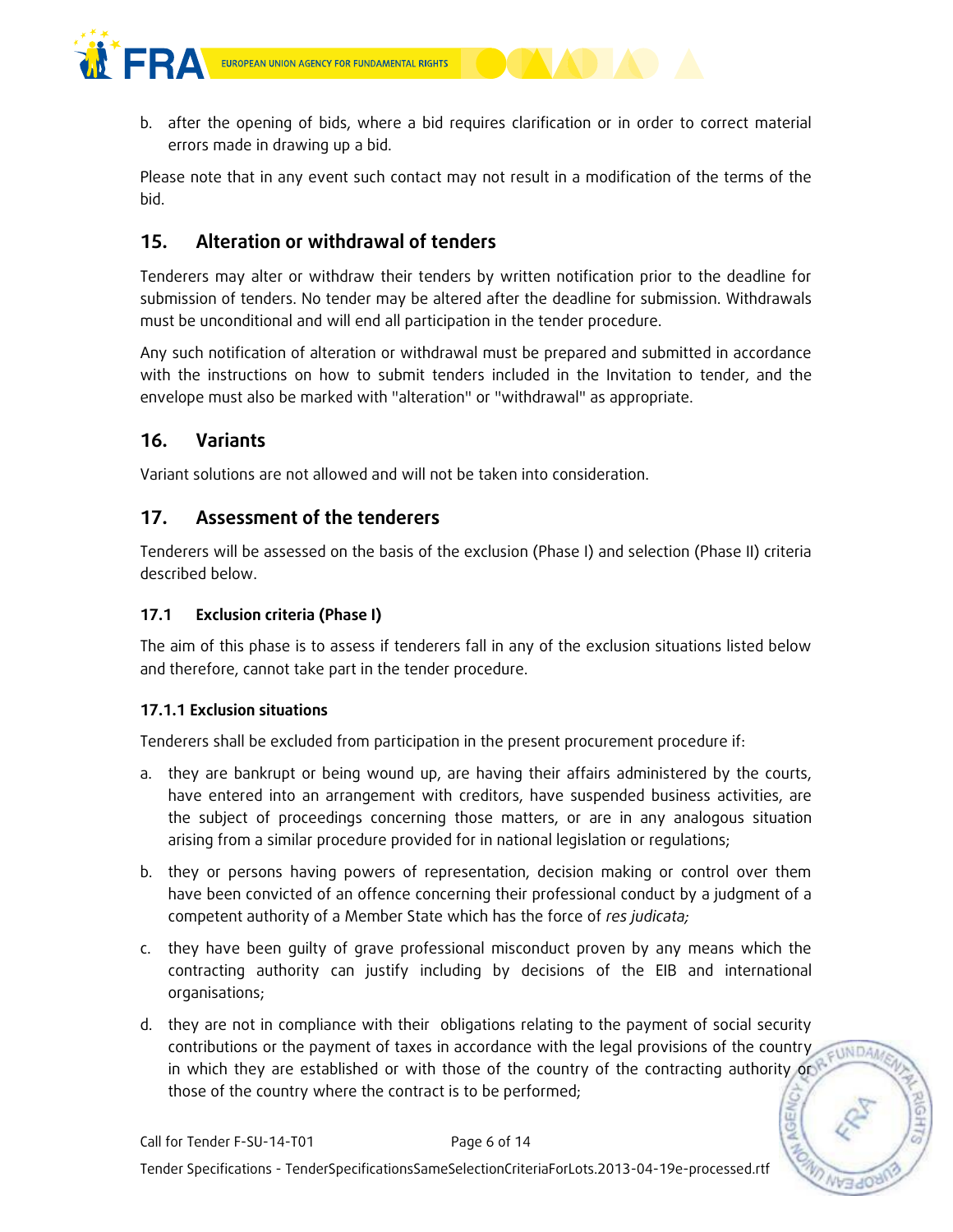b. after the opening of bids, where a bid requires clarification or in order to correct material errors made in drawing up a bid.

Please note that in any event such contact may not result in a modification of the terms of the bid.

## 15. Alteration or withdrawal of tenders

Tenderers may alter or withdraw their tenders by written notification prior to the deadline for submission of tenders. No tender may be altered after the deadline for submission. Withdrawals must be unconditional and will end all participation in the tender procedure.

Any such notification of alteration or withdrawal must be prepared and submitted in accordance with the instructions on how to submit tenders included in the Invitation to tender, and the envelope must also be marked with "alteration" or "withdrawal" as appropriate.

## 16. Variants

Variant solutions are not allowed and will not be taken into consideration.

## 17. Assessment of the tenderers

Tenderers will be assessed on the basis of the exclusion (Phase I) and selection (Phase II) criteria described below.

### 17.1 Exclusion criteria (Phase I)

The aim of this phase is to assess if tenderers fall in any of the exclusion situations listed below and therefore, cannot take part in the tender procedure.

#### 17.1.1 Exclusion situations

Tenderers shall be excluded from participation in the present procurement procedure if:

a. they are bankrupt or being wound up, are having their affairs administered by the courts, have entered into an arrangement with creditors, have suspended business activities, are the subject of proceedings concerning those matters, or are in any analogous situation arising from a similar procedure provided for in national legislation or regulations;

b. they or persons having powers of representation, decision making or control over them have been convicted of an offence concerning their professional conduct by a judgment of a competent authority of a Member State which has the force of *res judicata;*

c. they have been guilty of grave professional misconduct proven by any means which the contracting authority can justify including by decisions of the EIB and international organisations;

d. they are not in compliance with their obligations relating to the payment of social security contributions or the payment of taxes in accordance with the legal provisions of the country in which they are established or with those of the country of the contracting authority or those of the country where the contract is to be performed;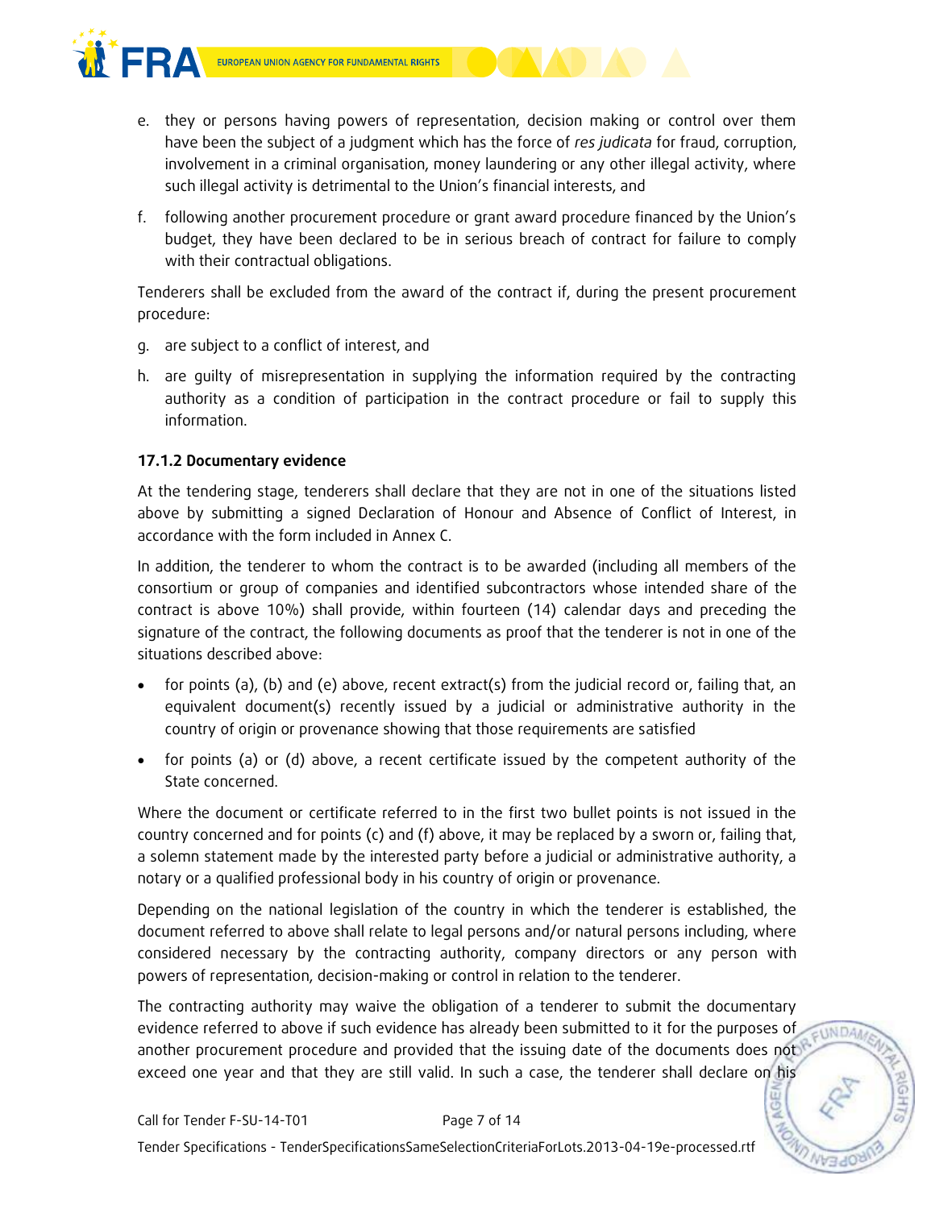e. they or persons having powers of representation, decision making or control over them have been the subject of a judgment which has the force of *res judicata* for fraud, corruption, involvement in a criminal organisation, money laundering or any other illegal activity, where such illegal activity is detrimental to the Union's financial interests, and

f. following another procurement procedure or grant award procedure financed by the Union's budget, they have been declared to be in serious breach of contract for failure to comply with their contractual obligations.

Tenderers shall be excluded from the award of the contract if, during the present procurement procedure:

g. are subject to a conflict of interest, and

h. are guilty of misrepresentation in supplying the information required by the contracting authority as a condition of participation in the contract procedure or fail to supply this information.

**17.1.2 Documentary evidence**

At the tendering stage, tenderers shall declare that they are not in one of the situations listed above by submitting a signed Declaration of Honour and Absence of Conflict of Interest, in accordance with the form included in Annex C.

In addition, the tenderer to whom the contract is to be awarded (including all members of the consortium or group of companies and identified subcontractors whose intended share of the contract is above 10%) shall provide, within fourteen (14) calendar days and preceding the signature of the contract, the following documents as proof that the tenderer is not in one of the situations described above:

- for points (a), (b) and (e) above, recent extract(s) from the judicial record or, failing that, an equivalent document(s) recently issued by a judicial or administrative authority in the country of origin or provenance showing that those requirements are satisfied
- for points (a) or (d) above, a recent certificate issued by the competent authority of the State concerned.

Where the document or certificate referred to in the first two bullet points is not issued in the country concerned and for points (c) and (f) above, it may be replaced by a sworn or, failing that, a solemn statement made by the interested party before a judicial or administrative authority, a notary or a qualified professional body in his country of origin or provenance.

Depending on the national legislation of the country in which the tenderer is established, the document referred to above shall relate to legal persons and/or natural persons including, where considered necessary by the contracting authority, company directors or any person with powers of representation, decision-making or control in relation to the tenderer.

The contracting authority may waive the obligation of a tenderer to submit the documentary evidence referred to above if such evidence has already been submitted to it for the purposes of another procurement procedure and provided that the issuing date of the documents does not exceed one year and that they are still valid. In such a case, the tenderer shall declare on his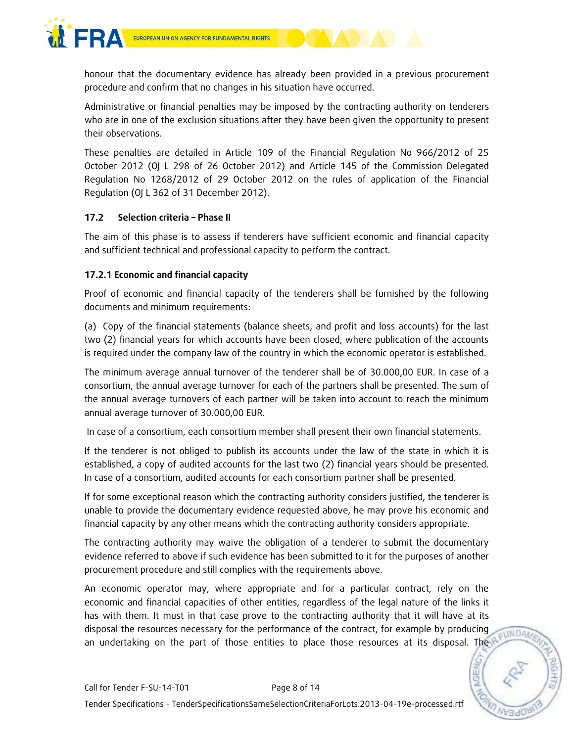honour that the documentary evidence has already been provided in a previous procurement procedure and confirm that no changes in his situation have occurred.

Administrative or financial penalties may be imposed by the contracting authority on tenderers who are in one of the exclusion situations after they have been given the opportunity to present their observations.

These penalties are detailed in Article 109 of the Financial Regulation No 966/2012 of 25 October 2012 (OJ L 298 of 26 October 2012) and Article 145 of the Commission Delegated Regulation No 1268/2012 of 29 October 2012 on the rules of application of the Financial Regulation (OJ L 362 of 31 December 2012).

### 17.2 Selection criteria – Phase II

The aim of this phase is to assess if tenderers have sufficient economic and financial capacity and sufficient technical and professional capacity to perform the contract.

#### 17.2.1 Economic and financial capacity

Proof of economic and financial capacity of the tenderers shall be furnished by the following documents and minimum requirements:

(a) Copy of the financial statements (balance sheets, and profit and loss accounts) for the last two (2) financial years for which accounts have been closed, where publication of the accounts is required under the company law of the country in which the economic operator is established.

The minimum average annual turnover of the tenderer shall be of 30.000,00 EUR. In case of a consortium, the annual average turnover for each of the partners shall be presented. The sum of the annual average turnovers of each partner will be taken into account to reach the minimum annual average turnover of 30.000,00 EUR.

In case of a consortium, each consortium member shall present their own financial statements.

If the tenderer is not obliged to publish its accounts under the law of the state in which it is established, a copy of audited accounts for the last two (2) financial years should be presented. In case of a consortium, audited accounts for each consortium partner shall be presented.

If for some exceptional reason which the contracting authority considers justified, the tenderer is unable to provide the documentary evidence requested above, he may prove his economic and financial capacity by any other means which the contracting authority considers appropriate.

The contracting authority may waive the obligation of a tenderer to submit the documentary evidence referred to above if such evidence has been submitted to it for the purposes of another procurement procedure and still complies with the requirements above.

An economic operator may, where appropriate and for a particular contract, rely on the economic and financial capacities of other entities, regardless of the legal nature of the links it has with them. It must in that case prove to the contracting authority that it will have at its disposal the resources necessary for the performance of the contract, for example by producing an undertaking on the part of those entities to place those resources at its disposal. The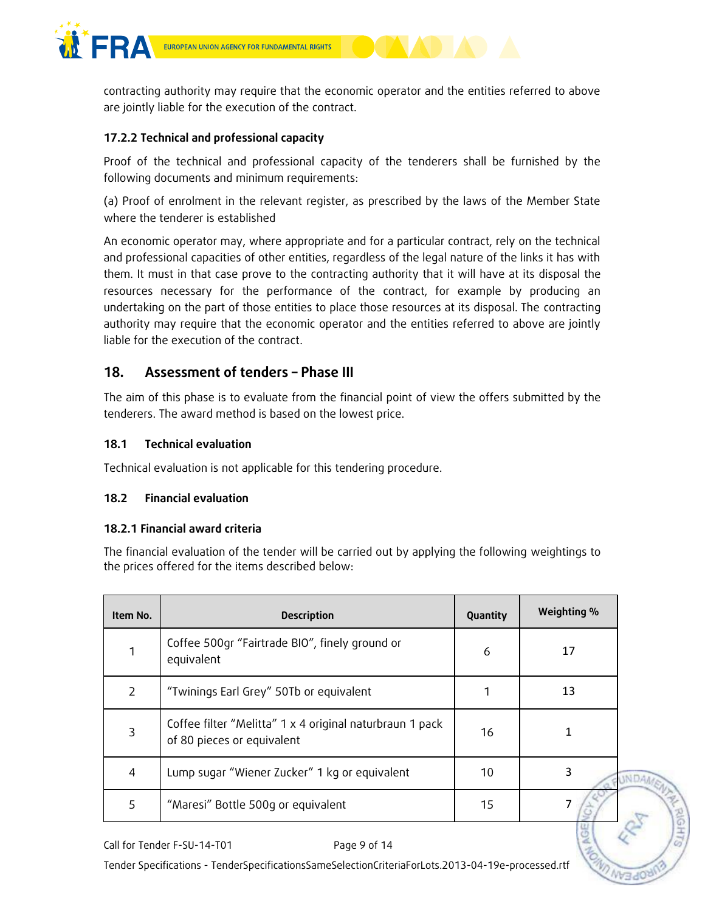contracting authority may require that the economic operator and the entities referred to above are jointly liable for the execution of the contract.

#### 17.2.2 Technical and professional capacity

Proof of the technical and professional capacity of the tenderers shall be furnished by the following documents and minimum requirements:

(a) Proof of enrolment in the relevant register, as prescribed by the laws of the Member State where the tenderer is established

An economic operator may, where appropriate and for a particular contract, rely on the technical and professional capacities of other entities, regardless of the legal nature of the links it has with them. It must in that case prove to the contracting authority that it will have at its disposal the resources necessary for the performance of the contract, for example by producing an undertaking on the part of those entities to place those resources at its disposal. The contracting authority may require that the economic operator and the entities referred to above are jointly liable for the execution of the contract.

## 18. Assessment of tenders – Phase III

The aim of this phase is to evaluate from the financial point of view the offers submitted by the tenderers. The award method is based on the lowest price.

### 18.1 Technical evaluation

Technical evaluation is not applicable for this tendering procedure.

### 18.2 Financial evaluation

#### 18.2.1 Financial award criteria

The financial evaluation of the tender will be carried out by applying the following weightings to the prices offered for the items described below:

| Item No. | Description | Quantity | Weighting % |
|---|---|---|---|
| 1 | Coffee 500gr "Fairtrade BIO", finely ground or equivalent | 6 | 17 |
| 2 | "Twinings Earl Grey" 50Tb or equivalent | 1 | 13 |
| 3 | Coffee filter "Melitta" 1 x 4 original naturbraun 1 pack of 80 pieces or equivalent | 16 | 1 |
| 4 | Lump sugar "Wiener Zucker" 1 kg or equivalent | 10 | 3 |
| 5 | "Maresi" Bottle 500g or equivalent | 15 | 7 |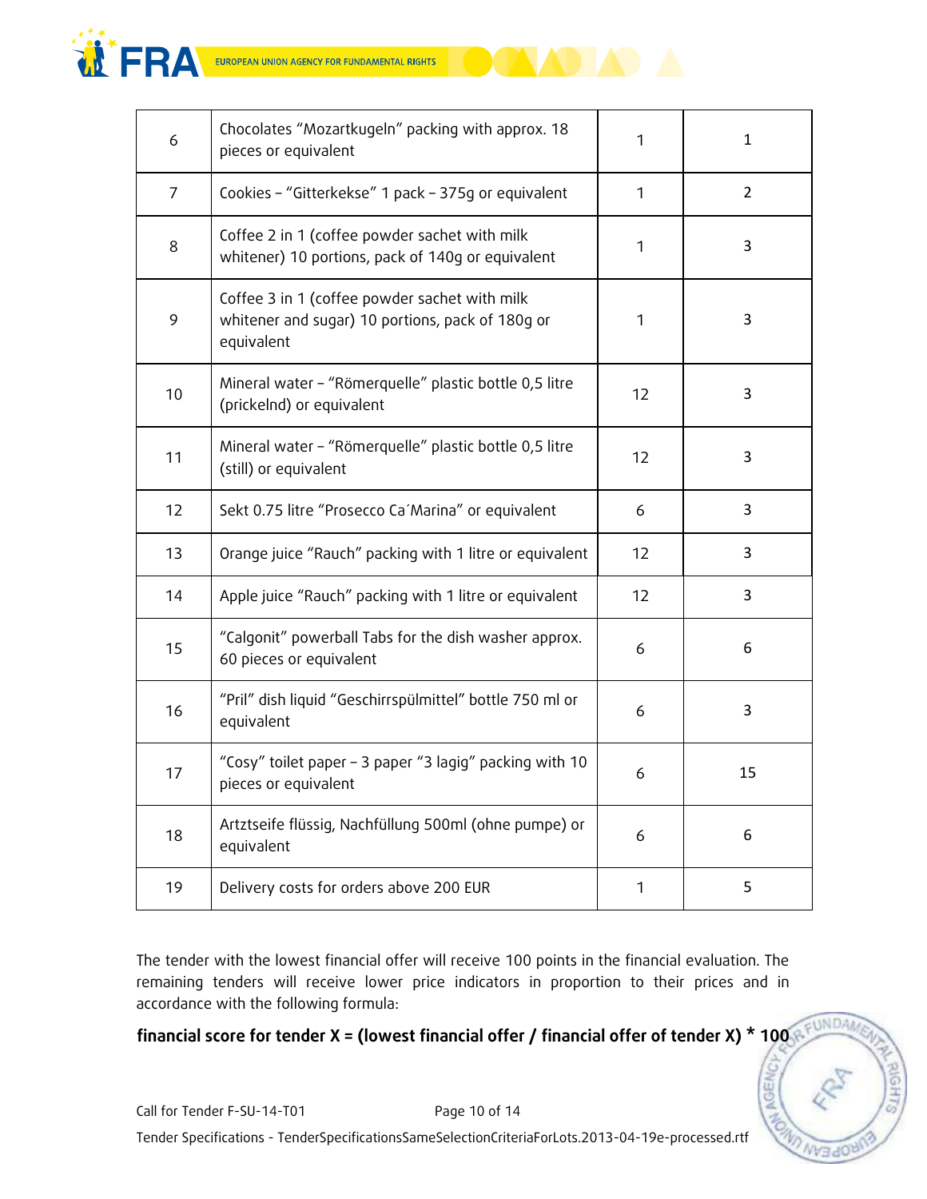| | | | |
|---|---|---|---|
| 6 | Chocolates “Mozartkugeln” packing with approx. 18 pieces or equivalent | 1 | 1 |
| 7 | Cookies – “Gitterkekse” 1 pack – 375g or equivalent | 1 | 2 |
| 8 | Coffee 2 in 1 (coffee powder sachet with milk whitener) 10 portions, pack of 140g or equivalent | 1 | 3 |
| 9 | Coffee 3 in 1 (coffee powder sachet with milk whitener and sugar) 10 portions, pack of 180g or equivalent | 1 | 3 |
| 10 | Mineral water – “Römerquelle” plastic bottle 0,5 litre (prickelnd) or equivalent | 12 | 3 |
| 11 | Mineral water – “Römerquelle” plastic bottle 0,5 litre (still) or equivalent | 12 | 3 |
| 12 | Sekt 0.75 litre “Prosecco Ca´Marina” or equivalent | 6 | 3 |
| 13 | Orange juice “Rauch” packing with 1 litre or equivalent | 12 | 3 |
| 14 | Apple juice “Rauch” packing with 1 litre or equivalent | 12 | 3 |
| 15 | “Calgonit” powerball Tabs for the dish washer approx. 60 pieces or equivalent | 6 | 6 |
| 16 | “Pril” dish liquid “Geschirrspülmittel” bottle 750 ml or equivalent | 6 | 3 |
| 17 | “Cosy” toilet paper – 3 paper “3 lagig” packing with 10 pieces or equivalent | 6 | 15 |
| 18 | Artztseife flüssig, Nachfüllung 500ml (ohne pumpe) or equivalent | 6 | 6 |
| 19 | Delivery costs for orders above 200 EUR | 1 | 5 |

The tender with the lowest financial offer will receive 100 points in the financial evaluation. The remaining tenders will receive lower price indicators in proportion to their prices and in accordance with the following formula:

**financial score for tender X = (lowest financial offer / financial offer of tender X) * 100**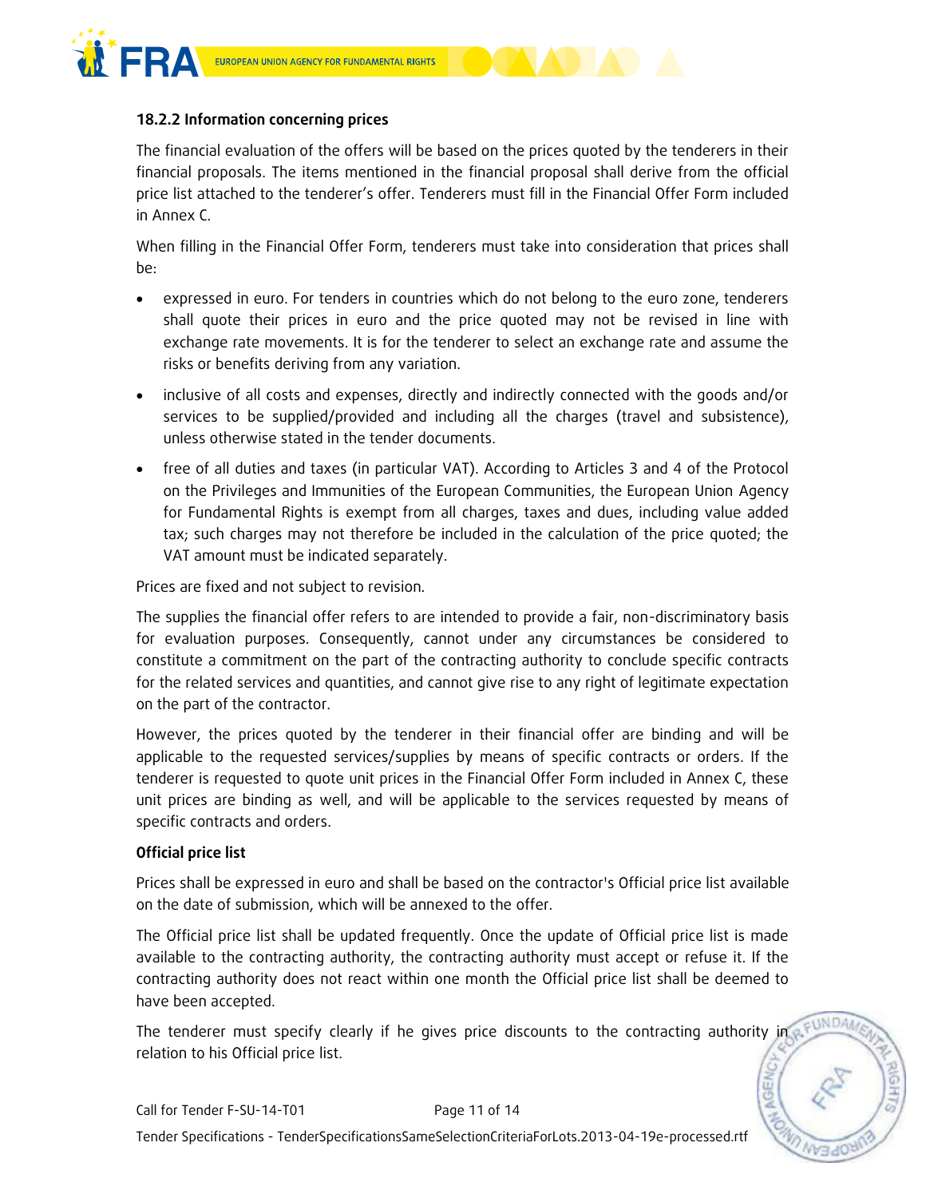### 18.2.2 Information concerning prices

The financial evaluation of the offers will be based on the prices quoted by the tenderers in their financial proposals. The items mentioned in the financial proposal shall derive from the official price list attached to the tenderer's offer. Tenderers must fill in the Financial Offer Form included in Annex C.

When filling in the Financial Offer Form, tenderers must take into consideration that prices shall be:

- expressed in euro. For tenders in countries which do not belong to the euro zone, tenderers shall quote their prices in euro and the price quoted may not be revised in line with exchange rate movements. It is for the tenderer to select an exchange rate and assume the risks or benefits deriving from any variation.
- inclusive of all costs and expenses, directly and indirectly connected with the goods and/or services to be supplied/provided and including all the charges (travel and subsistence), unless otherwise stated in the tender documents.
- free of all duties and taxes (in particular VAT). According to Articles 3 and 4 of the Protocol on the Privileges and Immunities of the European Communities, the European Union Agency for Fundamental Rights is exempt from all charges, taxes and dues, including value added tax; such charges may not therefore be included in the calculation of the price quoted; the VAT amount must be indicated separately.

Prices are fixed and not subject to revision.

The supplies the financial offer refers to are intended to provide a fair, non-discriminatory basis for evaluation purposes. Consequently, cannot under any circumstances be considered to constitute a commitment on the part of the contracting authority to conclude specific contracts for the related services and quantities, and cannot give rise to any right of legitimate expectation on the part of the contractor.

However, the prices quoted by the tenderer in their financial offer are binding and will be applicable to the requested services/supplies by means of specific contracts or orders. If the tenderer is requested to quote unit prices in the Financial Offer Form included in Annex C, these unit prices are binding as well, and will be applicable to the services requested by means of specific contracts and orders.

**Official price list**

Prices shall be expressed in euro and shall be based on the contractor's Official price list available on the date of submission, which will be annexed to the offer.

The Official price list shall be updated frequently. Once the update of Official price list is made available to the contracting authority, the contracting authority must accept or refuse it. If the contracting authority does not react within one month the Official price list shall be deemed to have been accepted.

The tenderer must specify clearly if he gives price discounts to the contracting authority in relation to his Official price list.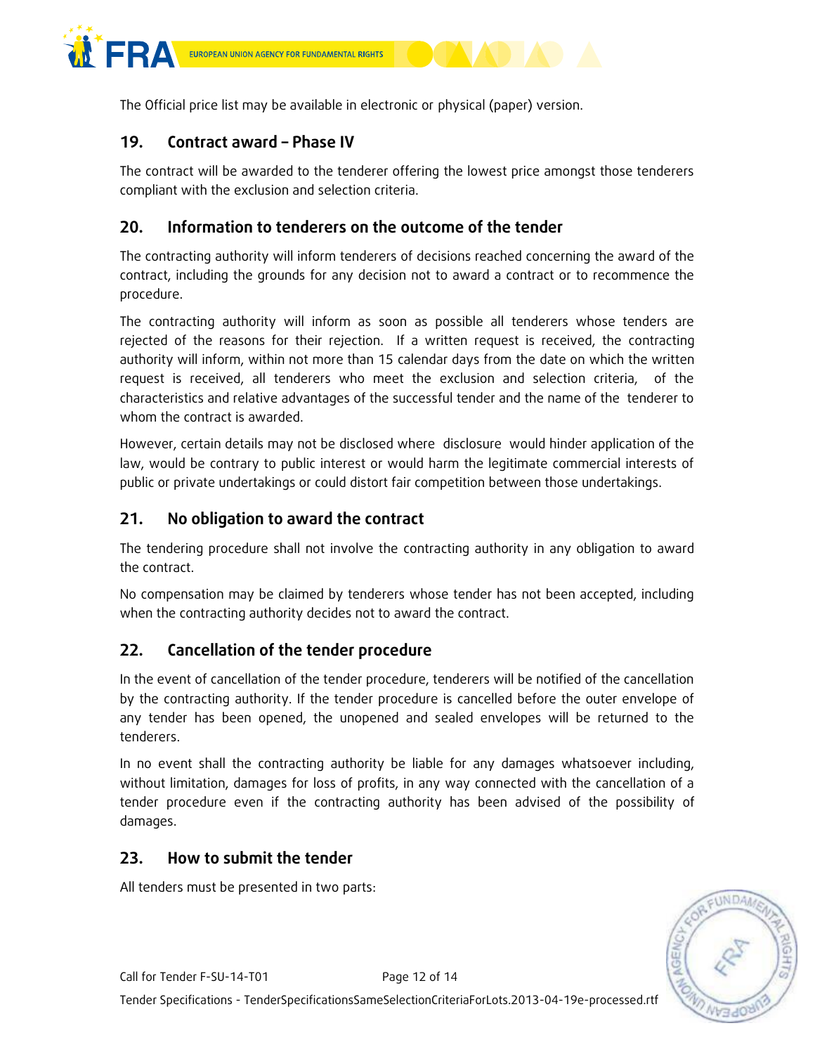The Official price list may be available in electronic or physical (paper) version.

## 19. Contract award – Phase IV

The contract will be awarded to the tenderer offering the lowest price amongst those tenderers compliant with the exclusion and selection criteria.

## 20. Information to tenderers on the outcome of the tender

The contracting authority will inform tenderers of decisions reached concerning the award of the contract, including the grounds for any decision not to award a contract or to recommence the procedure.

The contracting authority will inform as soon as possible all tenderers whose tenders are rejected of the reasons for their rejection. If a written request is received, the contracting authority will inform, within not more than 15 calendar days from the date on which the written request is received, all tenderers who meet the exclusion and selection criteria, of the characteristics and relative advantages of the successful tender and the name of the tenderer to whom the contract is awarded.

However, certain details may not be disclosed where disclosure would hinder application of the law, would be contrary to public interest or would harm the legitimate commercial interests of public or private undertakings or could distort fair competition between those undertakings.

## 21. No obligation to award the contract

The tendering procedure shall not involve the contracting authority in any obligation to award the contract.

No compensation may be claimed by tenderers whose tender has not been accepted, including when the contracting authority decides not to award the contract.

## 22. Cancellation of the tender procedure

In the event of cancellation of the tender procedure, tenderers will be notified of the cancellation by the contracting authority. If the tender procedure is cancelled before the outer envelope of any tender has been opened, the unopened and sealed envelopes will be returned to the tenderers.

In no event shall the contracting authority be liable for any damages whatsoever including, without limitation, damages for loss of profits, in any way connected with the cancellation of a tender procedure even if the contracting authority has been advised of the possibility of damages.

## 23. How to submit the tender

All tenders must be presented in two parts: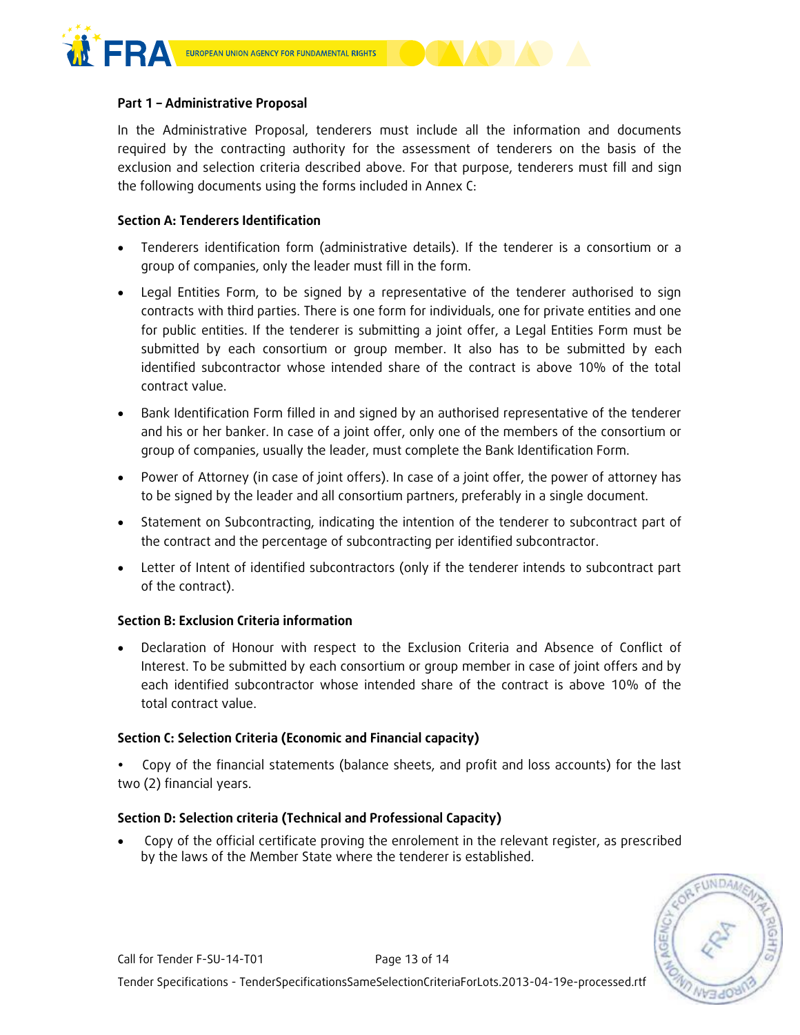**Part 1 – Administrative Proposal**

In the Administrative Proposal, tenderers must include all the information and documents required by the contracting authority for the assessment of tenderers on the basis of the exclusion and selection criteria described above. For that purpose, tenderers must fill and sign the following documents using the forms included in Annex C:

**Section A: Tenderers Identification**

- Tenderers identification form (administrative details). If the tenderer is a consortium or a group of companies, only the leader must fill in the form.
- Legal Entities Form, to be signed by a representative of the tenderer authorised to sign contracts with third parties. There is one form for individuals, one for private entities and one for public entities. If the tenderer is submitting a joint offer, a Legal Entities Form must be submitted by each consortium or group member. It also has to be submitted by each identified subcontractor whose intended share of the contract is above 10% of the total contract value.
- Bank Identification Form filled in and signed by an authorised representative of the tenderer and his or her banker. In case of a joint offer, only one of the members of the consortium or group of companies, usually the leader, must complete the Bank Identification Form.
- Power of Attorney (in case of joint offers). In case of a joint offer, the power of attorney has to be signed by the leader and all consortium partners, preferably in a single document.
- Statement on Subcontracting, indicating the intention of the tenderer to subcontract part of the contract and the percentage of subcontracting per identified subcontractor.
- Letter of Intent of identified subcontractors (only if the tenderer intends to subcontract part of the contract).

**Section B: Exclusion Criteria information**

- Declaration of Honour with respect to the Exclusion Criteria and Absence of Conflict of Interest. To be submitted by each consortium or group member in case of joint offers and by each identified subcontractor whose intended share of the contract is above 10% of the total contract value.

**Section C: Selection Criteria (Economic and Financial capacity)**

- Copy of the financial statements (balance sheets, and profit and loss accounts) for the last two (2) financial years.

**Section D: Selection criteria (Technical and Professional Capacity)**

- Copy of the official certificate proving the enrolement in the relevant register, as prescribed by the laws of the Member State where the tenderer is established.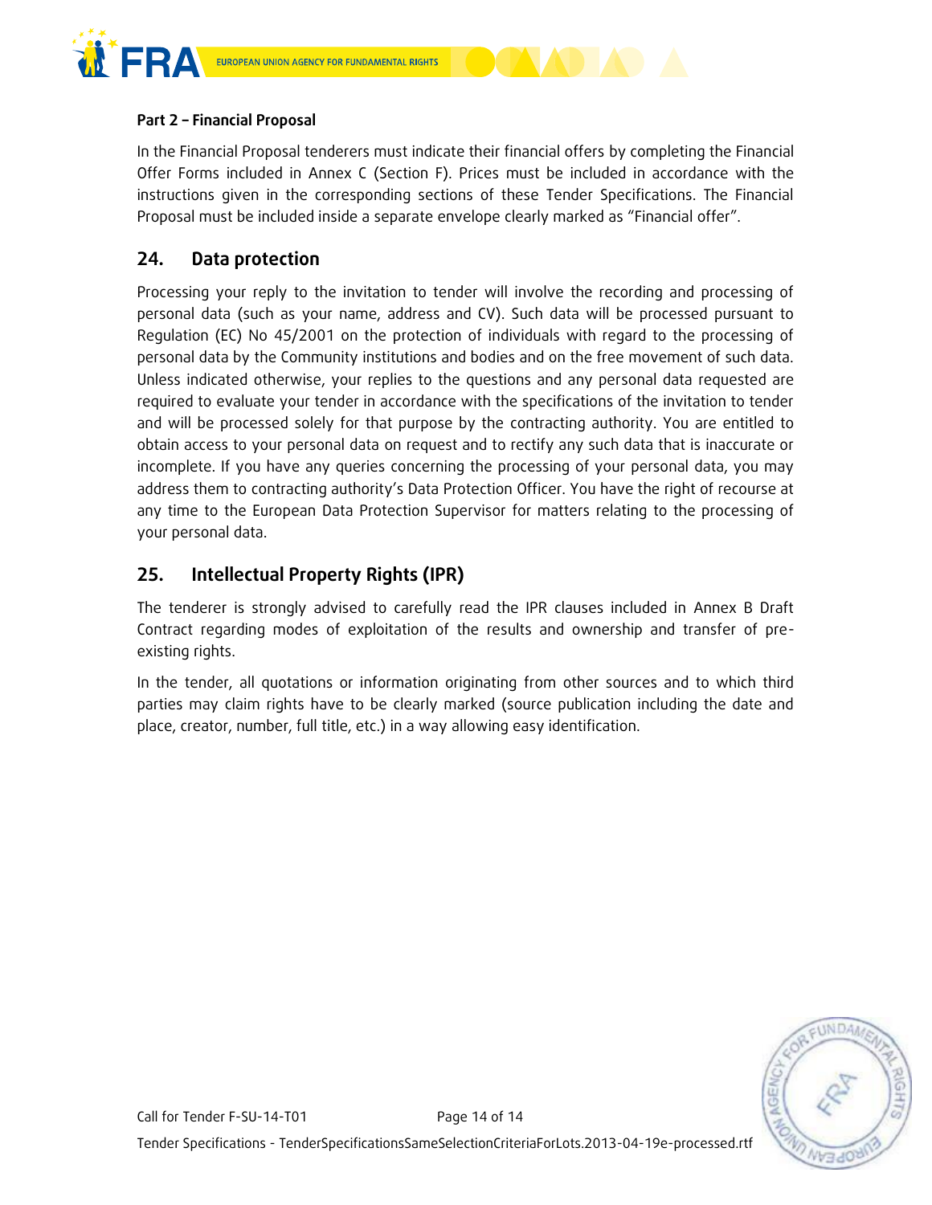**Part 2 – Financial Proposal**

In the Financial Proposal tenderers must indicate their financial offers by completing the Financial Offer Forms included in Annex C (Section F). Prices must be included in accordance with the instructions given in the corresponding sections of these Tender Specifications. The Financial Proposal must be included inside a separate envelope clearly marked as "Financial offer".

## 24. Data protection

Processing your reply to the invitation to tender will involve the recording and processing of personal data (such as your name, address and CV). Such data will be processed pursuant to Regulation (EC) No 45/2001 on the protection of individuals with regard to the processing of personal data by the Community institutions and bodies and on the free movement of such data. Unless indicated otherwise, your replies to the questions and any personal data requested are required to evaluate your tender in accordance with the specifications of the invitation to tender and will be processed solely for that purpose by the contracting authority. You are entitled to obtain access to your personal data on request and to rectify any such data that is inaccurate or incomplete. If you have any queries concerning the processing of your personal data, you may address them to contracting authority's Data Protection Officer. You have the right of recourse at any time to the European Data Protection Supervisor for matters relating to the processing of your personal data.

## 25. Intellectual Property Rights (IPR)

The tenderer is strongly advised to carefully read the IPR clauses included in Annex B Draft Contract regarding modes of exploitation of the results and ownership and transfer of pre-existing rights.

In the tender, all quotations or information originating from other sources and to which third parties may claim rights have to be clearly marked (source publication including the date and place, creator, number, full title, etc.) in a way allowing easy identification.